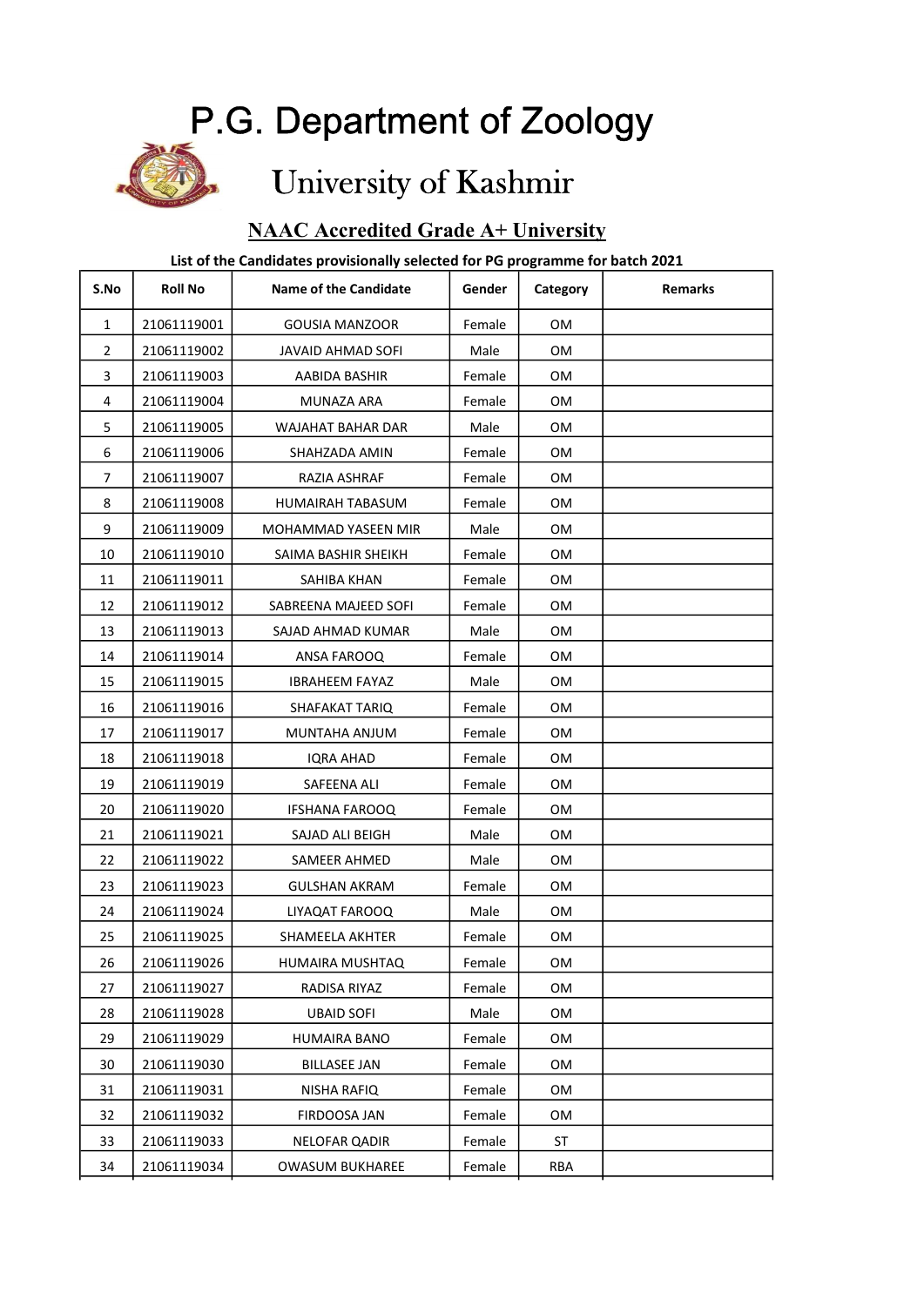# P.G. Department of Zoology

## University of Kashmir

### NAAC Accredited Grade A+ University

**List of the Candidates provisionally selected for PG programme for batch 2021**

| S.No | Roll No | Name of the Candidate | Gender | Category | Remarks |
|---|---|---|---|---|---|
| 1 | 21061119001 | GOUSIA MANZOOR | Female | OM | |
| 2 | 21061119002 | JAVAID AHMAD SOFI | Male | OM | |
| 3 | 21061119003 | AABIDA BASHIR | Female | OM | |
| 4 | 21061119004 | MUNAZA ARA | Female | OM | |
| 5 | 21061119005 | WAJAHAT BAHAR DAR | Male | OM | |
| 6 | 21061119006 | SHAHZADA AMIN | Female | OM | |
| 7 | 21061119007 | RAZIA ASHRAF | Female | OM | |
| 8 | 21061119008 | HUMAIRAH TABASUM | Female | OM | |
| 9 | 21061119009 | MOHAMMAD YASEEN MIR | Male | OM | |
| 10 | 21061119010 | SAIMA BASHIR SHEIKH | Female | OM | |
| 11 | 21061119011 | SAHIBA KHAN | Female | OM | |
| 12 | 21061119012 | SABREENA MAJEED SOFI | Female | OM | |
| 13 | 21061119013 | SAJAD AHMAD KUMAR | Male | OM | |
| 14 | 21061119014 | ANSA FAROOQ | Female | OM | |
| 15 | 21061119015 | IBRAHEEM FAYAZ | Male | OM | |
| 16 | 21061119016 | SHAFAKAT TARIQ | Female | OM | |
| 17 | 21061119017 | MUNTAHA ANJUM | Female | OM | |
| 18 | 21061119018 | IQRA AHAD | Female | OM | |
| 19 | 21061119019 | SAFEENA ALI | Female | OM | |
| 20 | 21061119020 | IFSHANA FAROOQ | Female | OM | |
| 21 | 21061119021 | SAJAD ALI BEIGH | Male | OM | |
| 22 | 21061119022 | SAMEER AHMED | Male | OM | |
| 23 | 21061119023 | GULSHAN AKRAM | Female | OM | |
| 24 | 21061119024 | LIYAQAT FAROOQ | Male | OM | |
| 25 | 21061119025 | SHAMEELA AKHTER | Female | OM | |
| 26 | 21061119026 | HUMAIRA MUSHTAQ | Female | OM | |
| 27 | 21061119027 | RADISA RIYAZ | Female | OM | |
| 28 | 21061119028 | UBAID SOFI | Male | OM | |
| 29 | 21061119029 | HUMAIRA BANO | Female | OM | |
| 30 | 21061119030 | BILLASEE JAN | Female | OM | |
| 31 | 21061119031 | NISHA RAFIQ | Female | OM | |
| 32 | 21061119032 | FIRDOOSA JAN | Female | OM | |
| 33 | 21061119033 | NELOFAR QADIR | Female | ST | |
| 34 | 21061119034 | OWASUM BUKHAREE | Female | RBA | |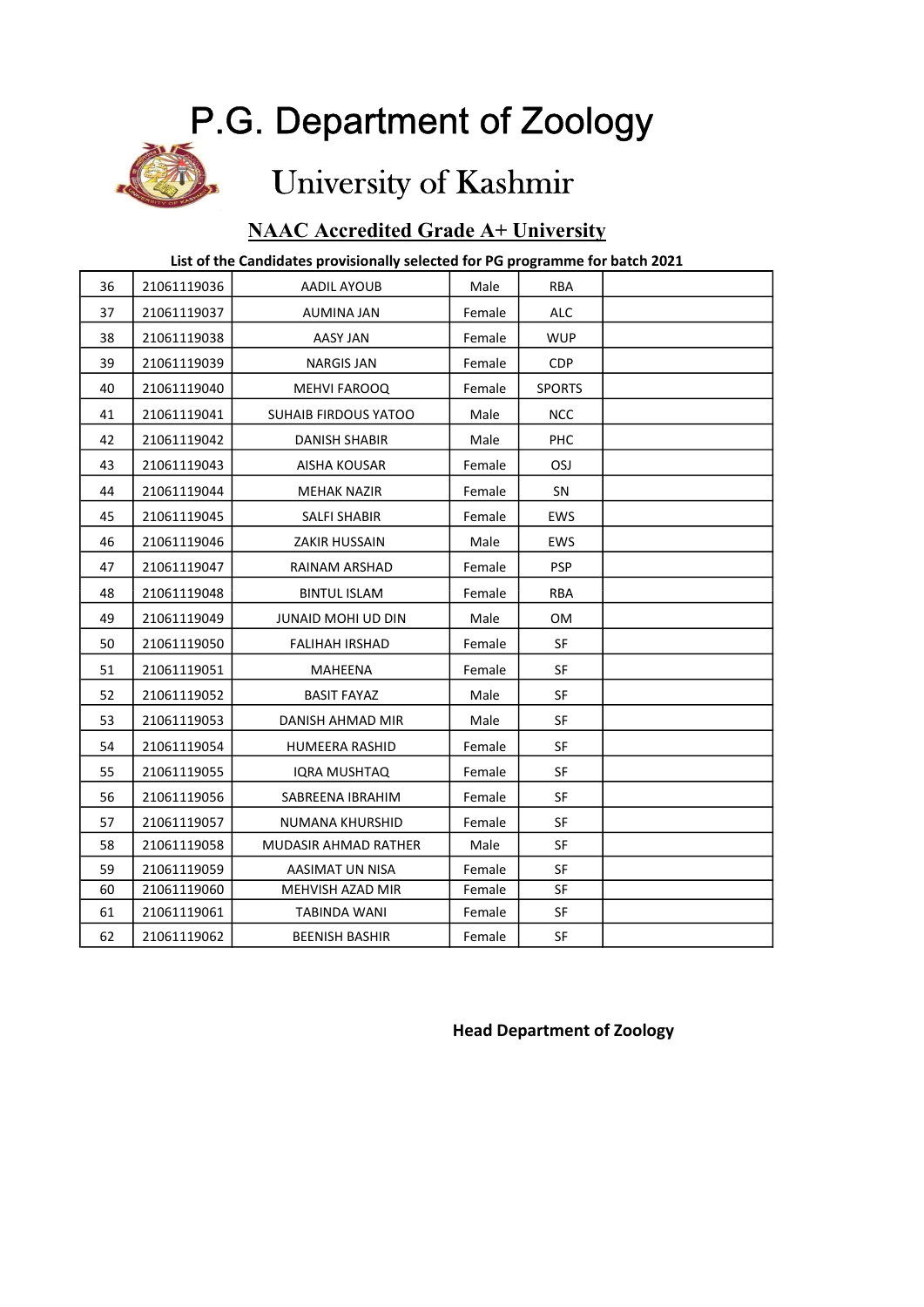# P.G. Department of Zoology

## University of Kashmir

### NAAC Accredited Grade A+ University

**List of the Candidates provisionally selected for PG programme for batch 2021**

| | | | | | |
|---|---|---|---|---|---|
| 36 | 21061119036 | AADIL AYOUB | Male | RBA | |
| 37 | 21061119037 | AUMINA JAN | Female | ALC | |
| 38 | 21061119038 | AASY JAN | Female | WUP | |
| 39 | 21061119039 | NARGIS JAN | Female | CDP | |
| 40 | 21061119040 | MEHVI FAROOQ | Female | SPORTS | |
| 41 | 21061119041 | SUHAIB FIRDOUS YATOO | Male | NCC | |
| 42 | 21061119042 | DANISH SHABIR | Male | PHC | |
| 43 | 21061119043 | AISHA KOUSAR | Female | OSJ | |
| 44 | 21061119044 | MEHAK NAZIR | Female | SN | |
| 45 | 21061119045 | SALFI SHABIR | Female | EWS | |
| 46 | 21061119046 | ZAKIR HUSSAIN | Male | EWS | |
| 47 | 21061119047 | RAINAM ARSHAD | Female | PSP | |
| 48 | 21061119048 | BINTUL ISLAM | Female | RBA | |
| 49 | 21061119049 | JUNAID MOHI UD DIN | Male | OM | |
| 50 | 21061119050 | FALIHAH IRSHAD | Female | SF | |
| 51 | 21061119051 | MAHEENA | Female | SF | |
| 52 | 21061119052 | BASIT FAYAZ | Male | SF | |
| 53 | 21061119053 | DANISH AHMAD MIR | Male | SF | |
| 54 | 21061119054 | HUMEERA RASHID | Female | SF | |
| 55 | 21061119055 | IQRA MUSHTAQ | Female | SF | |
| 56 | 21061119056 | SABREENA IBRAHIM | Female | SF | |
| 57 | 21061119057 | NUMANA KHURSHID | Female | SF | |
| 58 | 21061119058 | MUDASIR AHMAD RATHER | Male | SF | |
| 59 | 21061119059 | AASIMAT UN NISA | Female | SF | |
| 60 | 21061119060 | MEHVISH AZAD MIR | Female | SF | |
| 61 | 21061119061 | TABINDA WANI | Female | SF | |
| 62 | 21061119062 | BEENISH BASHIR | Female | SF | |

**Head Department of Zoology**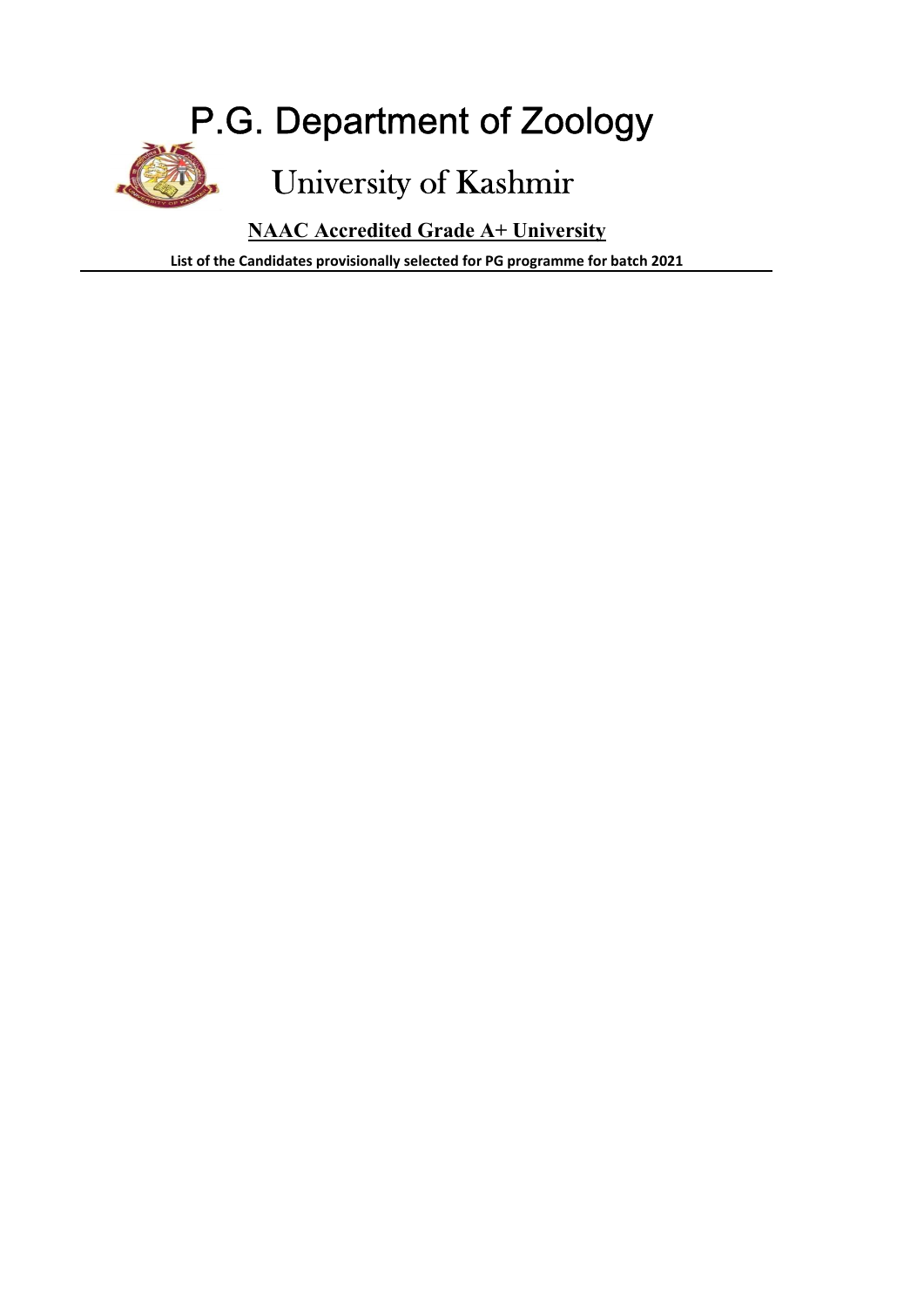# P.G. Department of Zoology

## University of Kashmir

**NAAC Accredited Grade A+ University**

**List of the Candidates provisionally selected for PG programme for batch 2021**